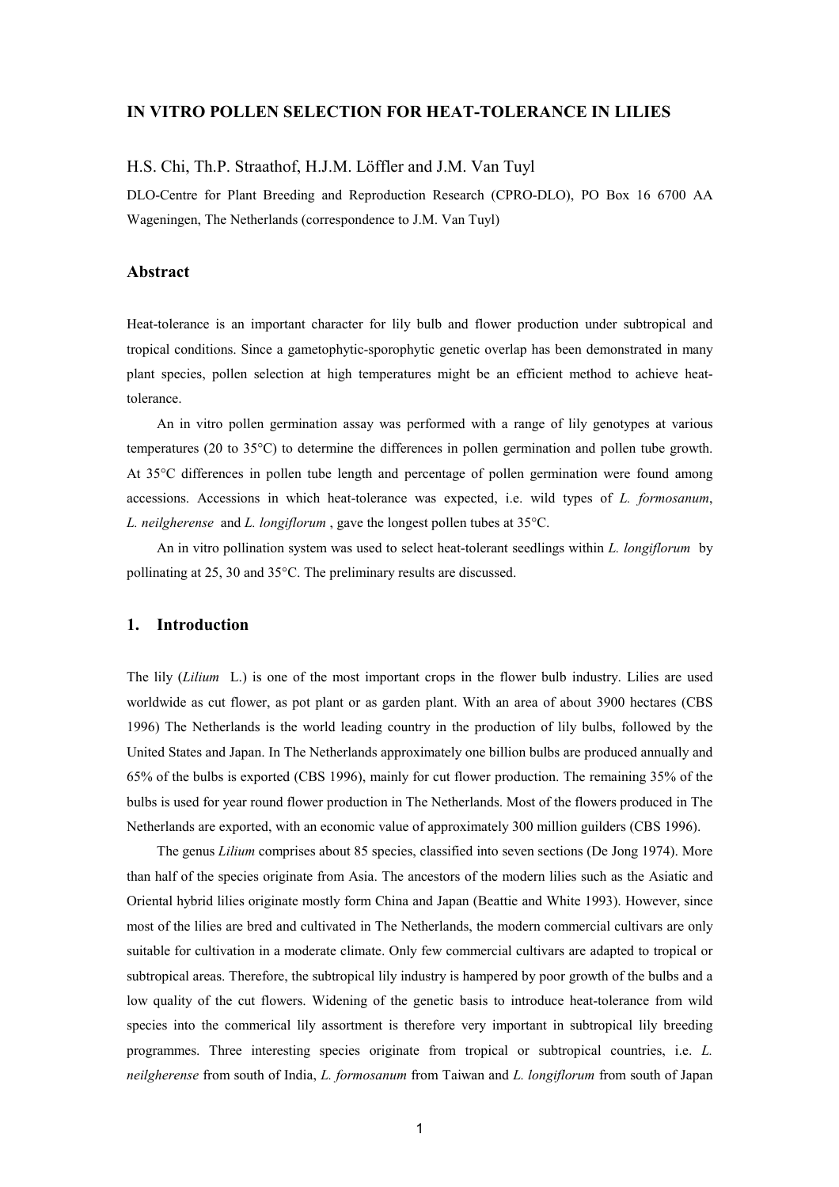# IN VITRO POLLEN SELECTION FOR HEAT-TOLERANCE IN LILIES

H.S. Chi, Th.P. Straathof, H.J.M. Löffler and J.M. Van Tuyl

DLO-Centre for Plant Breeding and Reproduction Research (CPRO-DLO), PO Box 16 6700 AA Wageningen, The Netherlands (correspondence to J.M. Van Tuyl)

## Abstract

Heat-tolerance is an important character for lily bulb and flower production under subtropical and tropical conditions. Since a gametophytic-sporophytic genetic overlap has been demonstrated in many plant species, pollen selection at high temperatures might be an efficient method to achieve heat-tolerance.

An in vitro pollen germination assay was performed with a range of lily genotypes at various temperatures (20 to 35°C) to determine the differences in pollen germination and pollen tube growth. At 35°C differences in pollen tube length and percentage of pollen germination were found among accessions. Accessions in which heat-tolerance was expected, i.e. wild types of *L. formosanum*, *L. neilgherense* and *L. longiflorum*, gave the longest pollen tubes at 35°C.

An in vitro pollination system was used to select heat-tolerant seedlings within *L. longiflorum* by pollinating at 25, 30 and 35°C. The preliminary results are discussed.

## 1. Introduction

The lily (*Lilium* L.) is one of the most important crops in the flower bulb industry. Lilies are used worldwide as cut flower, as pot plant or as garden plant. With an area of about 3900 hectares (CBS 1996) The Netherlands is the world leading country in the production of lily bulbs, followed by the United States and Japan. In The Netherlands approximately one billion bulbs are produced annually and 65% of the bulbs is exported (CBS 1996), mainly for cut flower production. The remaining 35% of the bulbs is used for year round flower production in The Netherlands. Most of the flowers produced in The Netherlands are exported, with an economic value of approximately 300 million guilders (CBS 1996).

The genus *Lilium* comprises about 85 species, classified into seven sections (De Jong 1974). More than half of the species originate from Asia. The ancestors of the modern lilies such as the Asiatic and Oriental hybrid lilies originate mostly form China and Japan (Beattie and White 1993). However, since most of the lilies are bred and cultivated in The Netherlands, the modern commercial cultivars are only suitable for cultivation in a moderate climate. Only few commercial cultivars are adapted to tropical or subtropical areas. Therefore, the subtropical lily industry is hampered by poor growth of the bulbs and a low quality of the cut flowers. Widening of the genetic basis to introduce heat-tolerance from wild species into the commerical lily assortment is therefore very important in subtropical lily breeding programmes. Three interesting species originate from tropical or subtropical countries, i.e. *L. neilgherense* from south of India, *L. formosanum* from Taiwan and *L. longiflorum* from south of Japan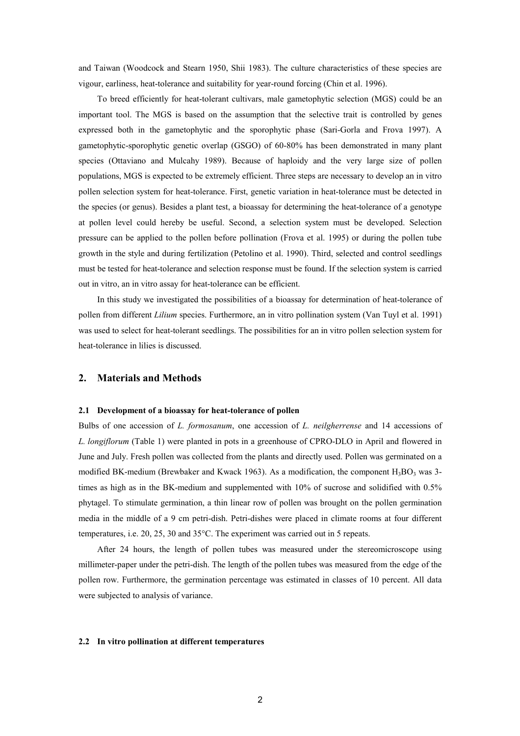and Taiwan (Woodcock and Stearn 1950, Shii 1983). The culture characteristics of these species are vigour, earliness, heat-tolerance and suitability for year-round forcing (Chin et al. 1996).

To breed efficiently for heat-tolerant cultivars, male gametophytic selection (MGS) could be an important tool. The MGS is based on the assumption that the selective trait is controlled by genes expressed both in the gametophytic and the sporophytic phase (Sari-Gorla and Frova 1997). A gametophytic-sporophytic genetic overlap (GSGO) of 60-80% has been demonstrated in many plant species (Ottaviano and Mulcahy 1989). Because of haploidy and the very large size of pollen populations, MGS is expected to be extremely efficient. Three steps are necessary to develop an in vitro pollen selection system for heat-tolerance. First, genetic variation in heat-tolerance must be detected in the species (or genus). Besides a plant test, a bioassay for determining the heat-tolerance of a genotype at pollen level could hereby be useful. Second, a selection system must be developed. Selection pressure can be applied to the pollen before pollination (Frova et al. 1995) or during the pollen tube growth in the style and during fertilization (Petolino et al. 1990). Third, selected and control seedlings must be tested for heat-tolerance and selection response must be found. If the selection system is carried out in vitro, an in vitro assay for heat-tolerance can be efficient.

In this study we investigated the possibilities of a bioassay for determination of heat-tolerance of pollen from different *Lilium* species. Furthermore, an in vitro pollination system (Van Tuyl et al. 1991) was used to select for heat-tolerant seedlings. The possibilities for an in vitro pollen selection system for heat-tolerance in lilies is discussed.

## 2. Materials and Methods

### 2.1 Development of a bioassay for heat-tolerance of pollen

Bulbs of one accession of *L. formosanum*, one accession of *L. neilgherrense* and 14 accessions of *L. longiflorum* (Table 1) were planted in pots in a greenhouse of CPRO-DLO in April and flowered in June and July. Fresh pollen was collected from the plants and directly used. Pollen was germinated on a modified BK-medium (Brewbaker and Kwack 1963). As a modification, the component $H_3BO_3$ was 3-times as high as in the BK-medium and supplemented with 10% of sucrose and solidified with 0.5% phytagel. To stimulate germination, a thin linear row of pollen was brought on the pollen germination media in the middle of a 9 cm petri-dish. Petri-dishes were placed in climate rooms at four different temperatures, i.e. 20, 25, 30 and 35°C. The experiment was carried out in 5 repeats.

After 24 hours, the length of pollen tubes was measured under the stereomicroscope using millimeter-paper under the petri-dish. The length of the pollen tubes was measured from the edge of the pollen row. Furthermore, the germination percentage was estimated in classes of 10 percent. All data were subjected to analysis of variance.

### 2.2 In vitro pollination at different temperatures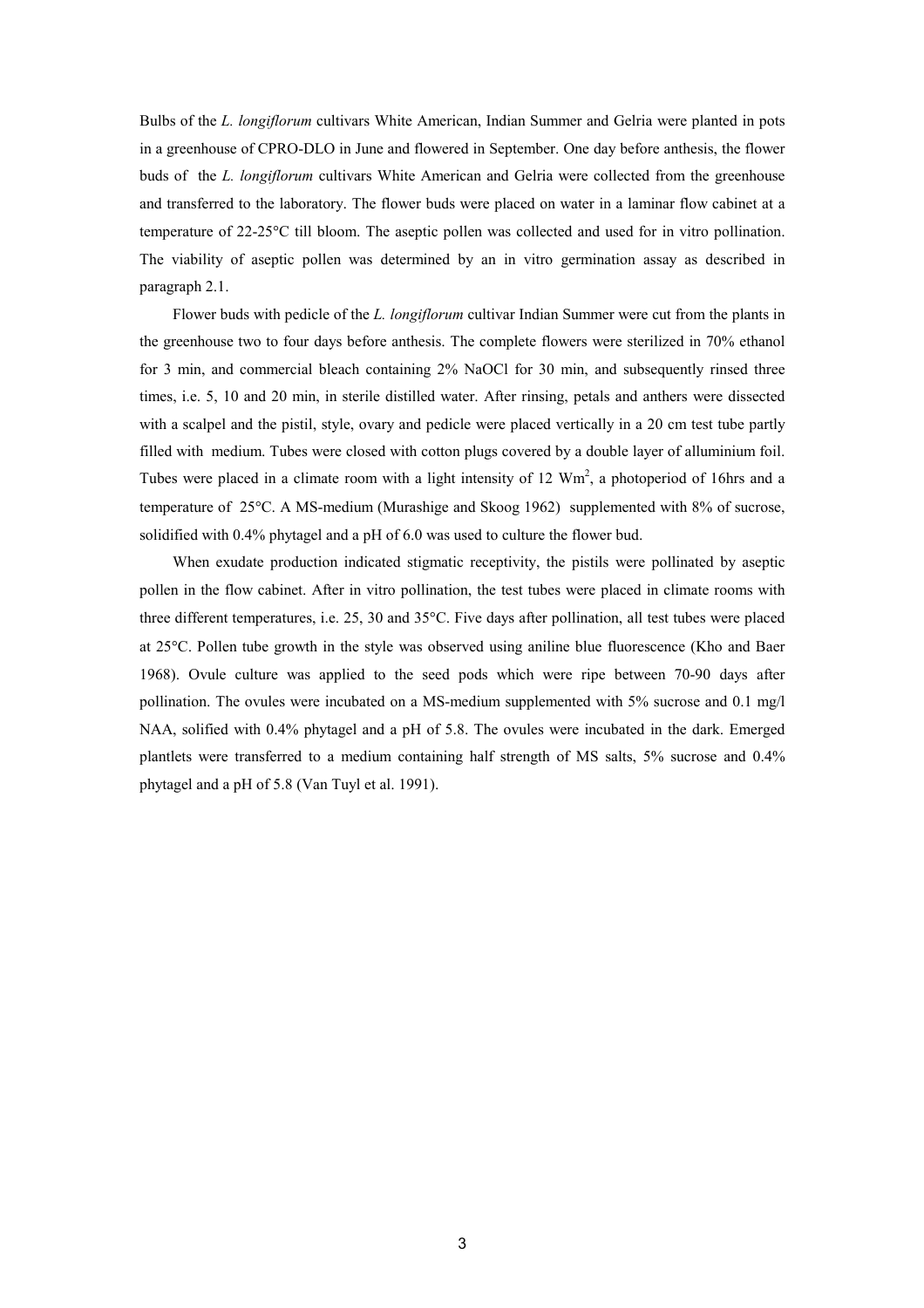Bulbs of the *L. longiflorum* cultivars White American, Indian Summer and Gelria were planted in pots in a greenhouse of CPRO-DLO in June and flowered in September. One day before anthesis, the flower buds of the *L. longiflorum* cultivars White American and Gelria were collected from the greenhouse and transferred to the laboratory. The flower buds were placed on water in a laminar flow cabinet at a temperature of 22-25°C till bloom. The aseptic pollen was collected and used for in vitro pollination. The viability of aseptic pollen was determined by an in vitro germination assay as described in paragraph 2.1.

Flower buds with pedicle of the *L. longiflorum* cultivar Indian Summer were cut from the plants in the greenhouse two to four days before anthesis. The complete flowers were sterilized in 70% ethanol for 3 min, and commercial bleach containing 2% NaOCl for 30 min, and subsequently rinsed three times, i.e. 5, 10 and 20 min, in sterile distilled water. After rinsing, petals and anthers were dissected with a scalpel and the pistil, style, ovary and pedicle were placed vertically in a 20 cm test tube partly filled with medium. Tubes were closed with cotton plugs covered by a double layer of alluminium foil. Tubes were placed in a climate room with a light intensity of 12 $Wm^2$, a photoperiod of 16hrs and a temperature of 25°C. A MS-medium (Murashige and Skoog 1962) supplemented with 8% of sucrose, solidified with 0.4% phytagel and a pH of 6.0 was used to culture the flower bud.

When exudate production indicated stigmatic receptivity, the pistils were pollinated by aseptic pollen in the flow cabinet. After in vitro pollination, the test tubes were placed in climate rooms with three different temperatures, i.e. 25, 30 and 35°C. Five days after pollination, all test tubes were placed at 25°C. Pollen tube growth in the style was observed using aniline blue fluorescence (Kho and Baer 1968). Ovule culture was applied to the seed pods which were ripe between 70-90 days after pollination. The ovules were incubated on a MS-medium supplemented with 5% sucrose and 0.1 mg/l NAA, solified with 0.4% phytagel and a pH of 5.8. The ovules were incubated in the dark. Emerged plantlets were transferred to a medium containing half strength of MS salts, 5% sucrose and 0.4% phytagel and a pH of 5.8 (Van Tuyl et al. 1991).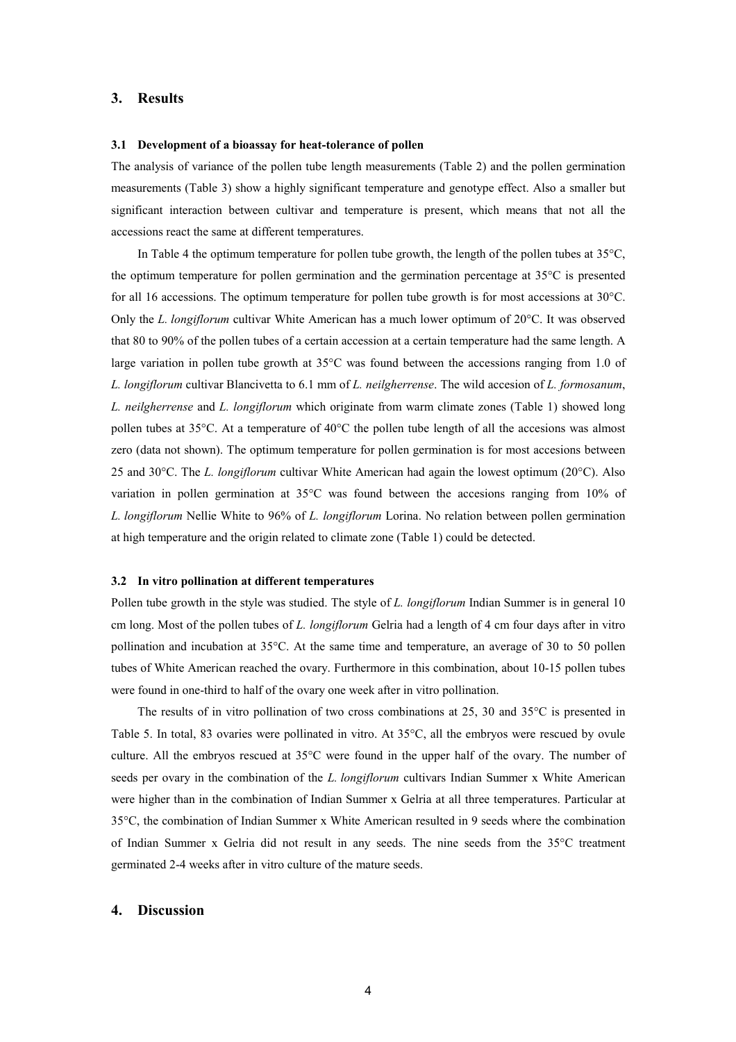## 3. Results

### 3.1 Development of a bioassay for heat-tolerance of pollen

The analysis of variance of the pollen tube length measurements (Table 2) and the pollen germination measurements (Table 3) show a highly significant temperature and genotype effect. Also a smaller but significant interaction between cultivar and temperature is present, which means that not all the accessions react the same at different temperatures.

In Table 4 the optimum temperature for pollen tube growth, the length of the pollen tubes at 35°C, the optimum temperature for pollen germination and the germination percentage at 35°C is presented for all 16 accessions. The optimum temperature for pollen tube growth is for most accessions at 30°C. Only the *L. longiflorum* cultivar White American has a much lower optimum of 20°C. It was observed that 80 to 90% of the pollen tubes of a certain accession at a certain temperature had the same length. A large variation in pollen tube growth at 35°C was found between the accessions ranging from 1.0 of *L. longiflorum* cultivar Blancivetta to 6.1 mm of *L. neilgherrense*. The wild accesion of *L. formosanum*, *L. neilgherrense* and *L. longiflorum* which originate from warm climate zones (Table 1) showed long pollen tubes at 35°C. At a temperature of 40°C the pollen tube length of all the accesions was almost zero (data not shown). The optimum temperature for pollen germination is for most accesions between 25 and 30°C. The *L. longiflorum* cultivar White American had again the lowest optimum (20°C). Also variation in pollen germination at 35°C was found between the accesions ranging from 10% of *L. longiflorum* Nellie White to 96% of *L. longiflorum* Lorina. No relation between pollen germination at high temperature and the origin related to climate zone (Table 1) could be detected.

### 3.2 In vitro pollination at different temperatures

Pollen tube growth in the style was studied. The style of *L. longiflorum* Indian Summer is in general 10 cm long. Most of the pollen tubes of *L. longiflorum* Gelria had a length of 4 cm four days after in vitro pollination and incubation at 35°C. At the same time and temperature, an average of 30 to 50 pollen tubes of White American reached the ovary. Furthermore in this combination, about 10-15 pollen tubes were found in one-third to half of the ovary one week after in vitro pollination.

The results of in vitro pollination of two cross combinations at 25, 30 and 35°C is presented in Table 5. In total, 83 ovaries were pollinated in vitro. At 35°C, all the embryos were rescued by ovule culture. All the embryos rescued at 35°C were found in the upper half of the ovary. The number of seeds per ovary in the combination of the *L. longiflorum* cultivars Indian Summer x White American were higher than in the combination of Indian Summer x Gelria at all three temperatures. Particular at 35°C, the combination of Indian Summer x White American resulted in 9 seeds where the combination of Indian Summer x Gelria did not result in any seeds. The nine seeds from the 35°C treatment germinated 2-4 weeks after in vitro culture of the mature seeds.

## 4. Discussion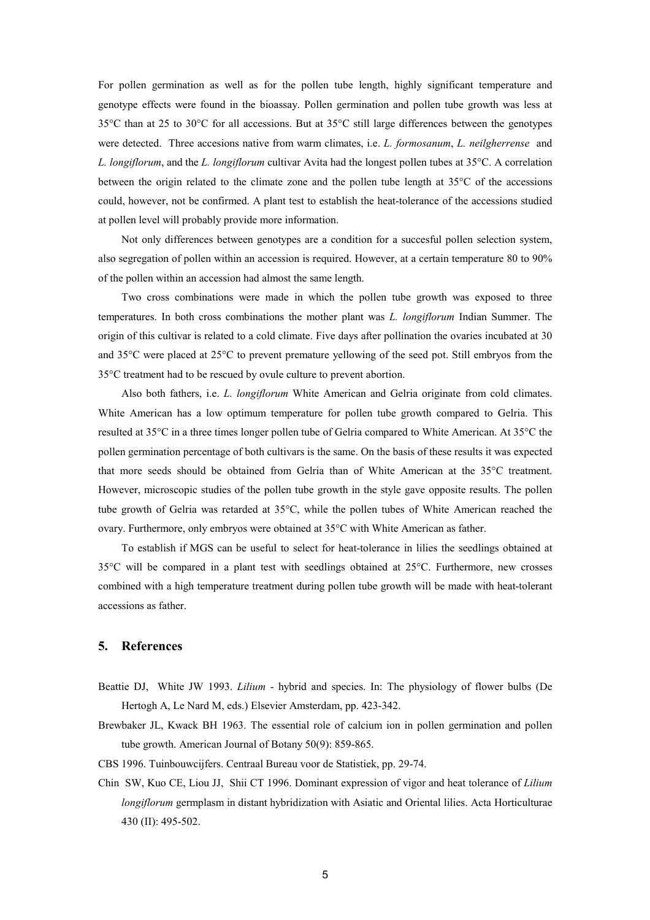For pollen germination as well as for the pollen tube length, highly significant temperature and genotype effects were found in the bioassay. Pollen germination and pollen tube growth was less at 35°C than at 25 to 30°C for all accessions. But at 35°C still large differences between the genotypes were detected. Three accesions native from warm climates, i.e. *L. formosanum*, *L. neilgherrense* and *L. longiflorum*, and the *L. longiflorum* cultivar Avita had the longest pollen tubes at 35°C. A correlation between the origin related to the climate zone and the pollen tube length at 35°C of the accessions could, however, not be confirmed. A plant test to establish the heat-tolerance of the accessions studied at pollen level will probably provide more information.

Not only differences between genotypes are a condition for a succesful pollen selection system, also segregation of pollen within an accession is required. However, at a certain temperature 80 to 90% of the pollen within an accession had almost the same length.

Two cross combinations were made in which the pollen tube growth was exposed to three temperatures. In both cross combinations the mother plant was *L. longiflorum* Indian Summer. The origin of this cultivar is related to a cold climate. Five days after pollination the ovaries incubated at 30 and 35°C were placed at 25°C to prevent premature yellowing of the seed pot. Still embryos from the 35°C treatment had to be rescued by ovule culture to prevent abortion.

Also both fathers, i.e. *L. longiflorum* White American and Gelria originate from cold climates. White American has a low optimum temperature for pollen tube growth compared to Gelria. This resulted at 35°C in a three times longer pollen tube of Gelria compared to White American. At 35°C the pollen germination percentage of both cultivars is the same. On the basis of these results it was expected that more seeds should be obtained from Gelria than of White American at the 35°C treatment. However, microscopic studies of the pollen tube growth in the style gave opposite results. The pollen tube growth of Gelria was retarded at 35°C, while the pollen tubes of White American reached the ovary. Furthermore, only embryos were obtained at 35°C with White American as father.

To establish if MGS can be useful to select for heat-tolerance in lilies the seedlings obtained at 35°C will be compared in a plant test with seedlings obtained at 25°C. Furthermore, new crosses combined with a high temperature treatment during pollen tube growth will be made with heat-tolerant accessions as father.

## 5. References

Beattie DJ, White JW 1993. *Lilium* - hybrid and species. In: The physiology of flower bulbs (De Hertogh A, Le Nard M, eds.) Elsevier Amsterdam, pp. 423-342.

Brewbaker JL, Kwack BH 1963. The essential role of calcium ion in pollen germination and pollen tube growth. American Journal of Botany 50(9): 859-865.

CBS 1996. Tuinbouwcijfers. Centraal Bureau voor de Statistiek, pp. 29-74.

Chin SW, Kuo CE, Liou JJ, Shii CT 1996. Dominant expression of vigor and heat tolerance of *Lilium longiflorum* germplasm in distant hybridization with Asiatic and Oriental lilies. Acta Horticulturae 430 (II): 495-502.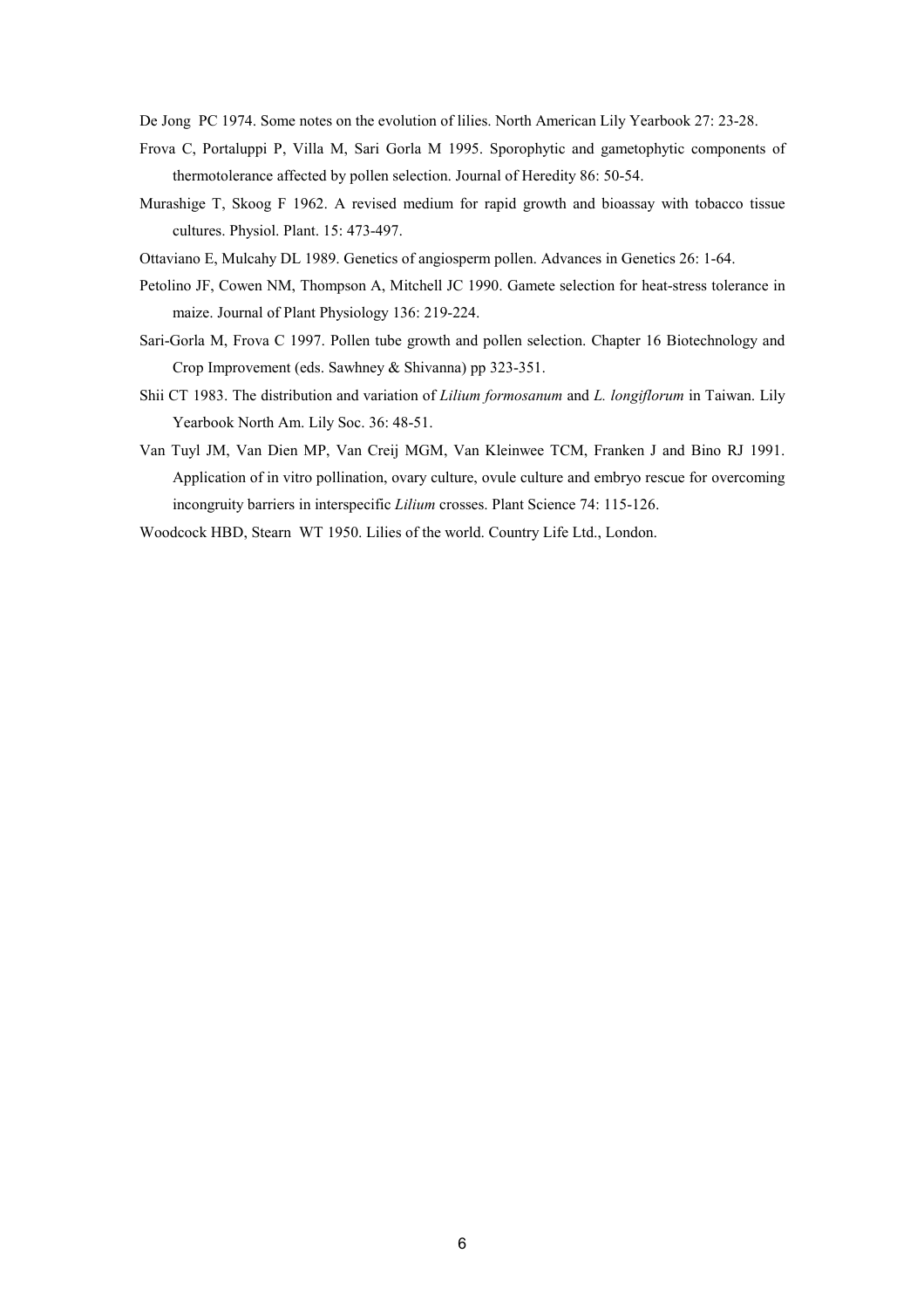De Jong PC 1974. Some notes on the evolution of lilies. North American Lily Yearbook 27: 23-28.

Frova C, Portaluppi P, Villa M, Sari Gorla M 1995. Sporophytic and gametophytic components of thermotolerance affected by pollen selection. Journal of Heredity 86: 50-54.

Murashige T, Skoog F 1962. A revised medium for rapid growth and bioassay with tobacco tissue cultures. Physiol. Plant. 15: 473-497.

Ottaviano E, Mulcahy DL 1989. Genetics of angiosperm pollen. Advances in Genetics 26: 1-64.

Petolino JF, Cowen NM, Thompson A, Mitchell JC 1990. Gamete selection for heat-stress tolerance in maize. Journal of Plant Physiology 136: 219-224.

Sari-Gorla M, Frova C 1997. Pollen tube growth and pollen selection. Chapter 16 Biotechnology and Crop Improvement (eds. Sawhney & Shivanna) pp 323-351.

Shii CT 1983. The distribution and variation of *Lilium formosanum* and *L. longiflorum* in Taiwan. Lily Yearbook North Am. Lily Soc. 36: 48-51.

Van Tuyl JM, Van Dien MP, Van Creij MGM, Van Kleinwee TCM, Franken J and Bino RJ 1991. Application of in vitro pollination, ovary culture, ovule culture and embryo rescue for overcoming incongruity barriers in interspecific *Lilium* crosses. Plant Science 74: 115-126.

Woodcock HBD, Stearn WT 1950. Lilies of the world. Country Life Ltd., London.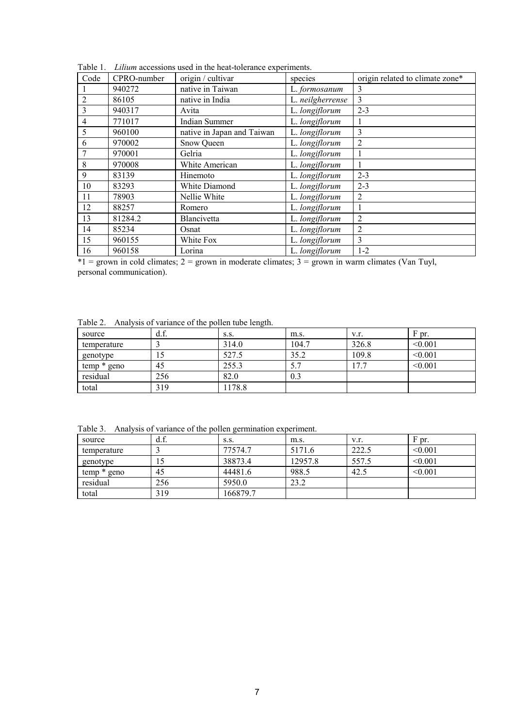Table 1. *Lilium* accessions used in the heat-tolerance experiments.

| Code | CPRO-number | origin / cultivar | species | origin related to climate zone* |
|---|---|---|---|---|
| 1 | 940272 | native in Taiwan | L. *formosanum* | 3 |
| 2 | 86105 | native in India | L. *neilgherrense* | 3 |
| 3 | 940317 | Avita | L. *longiflorum* | 2-3 |
| 4 | 771017 | Indian Summer | L. *longiflorum* | 1 |
| 5 | 960100 | native in Japan and Taiwan | L. *longiflorum* | 3 |
| 6 | 970002 | Snow Queen | L. *longiflorum* | 2 |
| 7 | 970001 | Gelria | L. *longiflorum* | 1 |
| 8 | 970008 | White American | L. *longiflorum* | 1 |
| 9 | 83139 | Hinemoto | L. *longiflorum* | 2-3 |
| 10 | 83293 | White Diamond | L. *longiflorum* | 2-3 |
| 11 | 78903 | Nellie White | L. *longiflorum* | 2 |
| 12 | 88257 | Romero | L. *longiflorum* | 1 |
| 13 | 81284.2 | Blancivetta | L. *longiflorum* | 2 |
| 14 | 85234 | Osnat | L. *longiflorum* | 2 |
| 15 | 960155 | White Fox | L. *longiflorum* | 3 |
| 16 | 960158 | Lorina | L. *longiflorum* | 1-2 |

*1 = grown in cold climates; 2 = grown in moderate climates; 3 = grown in warm climates (Van Tuyl, personal communication).

Table 2. Analysis of variance of the pollen tube length.

| source | d.f. | s.s. | m.s. | v.r. | F pr. |
|---|---|---|---|---|---|
| temperature | 3 | 314.0 | 104.7 | 326.8 | <0.001 |
| genotype | 15 | 527.5 | 35.2 | 109.8 | <0.001 |
| temp * geno | 45 | 255.3 | 5.7 | 17.7 | <0.001 |
| residual | 256 | 82.0 | 0.3 | | |
| total | 319 | 1178.8 | | | |

Table 3. Analysis of variance of the pollen germination experiment.

| source | d.f. | s.s. | m.s. | v.r. | F pr. |
|---|---|---|---|---|---|
| temperature | 3 | 77574.7 | 5171.6 | 222.5 | <0.001 |
| genotype | 15 | 38873.4 | 12957.8 | 557.5 | <0.001 |
| temp * geno | 45 | 44481.6 | 988.5 | 42.5 | <0.001 |
| residual | 256 | 5950.0 | 23.2 | | |
| total | 319 | 166879.7 | | | |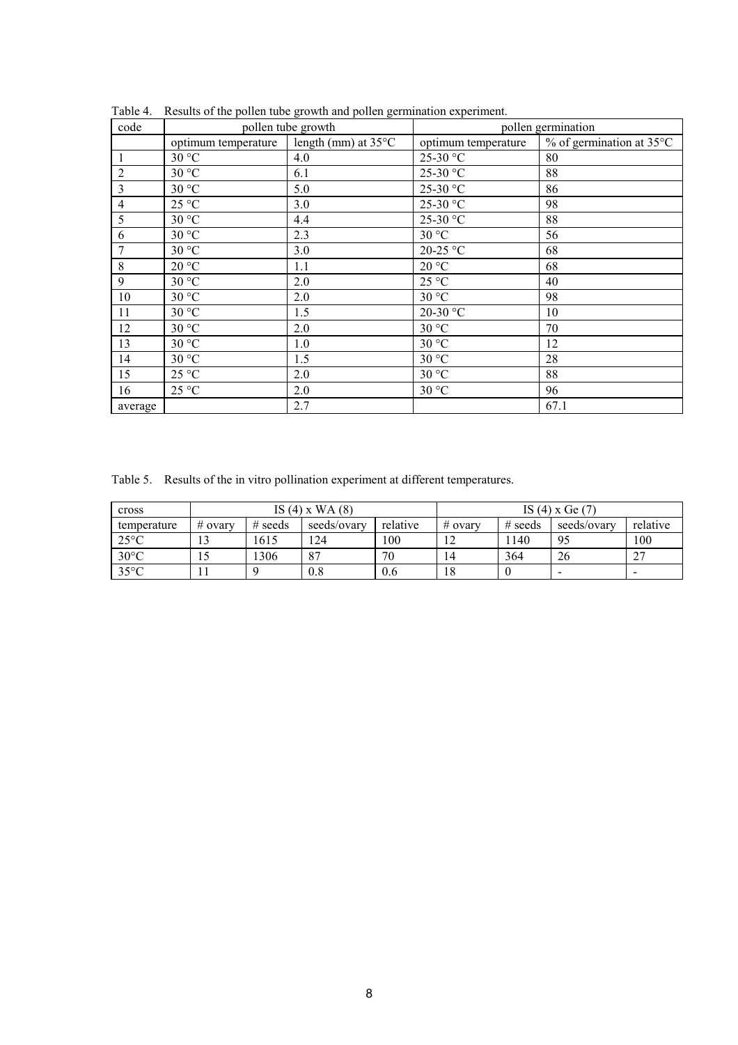Table 4. Results of the pollen tube growth and pollen germination experiment.

| code | pollen tube growth | | pollen germination | |
|---|---|---|---|---|
| | optimum temperature | length (mm) at 35°C | optimum temperature | % of germination at 35°C |
| 1 | 30 °C | 4.0 | 25-30 °C | 80 |
| 2 | 30 °C | 6.1 | 25-30 °C | 88 |
| 3 | 30 °C | 5.0 | 25-30 °C | 86 |
| 4 | 25 °C | 3.0 | 25-30 °C | 98 |
| 5 | 30 °C | 4.4 | 25-30 °C | 88 |
| 6 | 30 °C | 2.3 | 30 °C | 56 |
| 7 | 30 °C | 3.0 | 20-25 °C | 68 |
| 8 | 20 °C | 1.1 | 20 °C | 68 |
| 9 | 30 °C | 2.0 | 25 °C | 40 |
| 10 | 30 °C | 2.0 | 30 °C | 98 |
| 11 | 30 °C | 1.5 | 20-30 °C | 10 |
| 12 | 30 °C | 2.0 | 30 °C | 70 |
| 13 | 30 °C | 1.0 | 30 °C | 12 |
| 14 | 30 °C | 1.5 | 30 °C | 28 |
| 15 | 25 °C | 2.0 | 30 °C | 88 |
| 16 | 25 °C | 2.0 | 30 °C | 96 |
| average | | 2.7 | | 67.1 |

Table 5. Results of the in vitro pollination experiment at different temperatures.

| cross | IS (4) x WA (8) | | | | IS (4) x Ge (7) | | | |
|---|---|---|---|---|---|---|---|---|
| temperature | # ovary | # seeds | seeds/ovary | relative | # ovary | # seeds | seeds/ovary | relative |
| 25°C | 13 | 1615 | 124 | 100 | 12 | 1140 | 95 | 100 |
| 30°C | 15 | 1306 | 87 | 70 | 14 | 364 | 26 | 27 |
| 35°C | 11 | 9 | 0.8 | 0.6 | 18 | 0 | - | - |